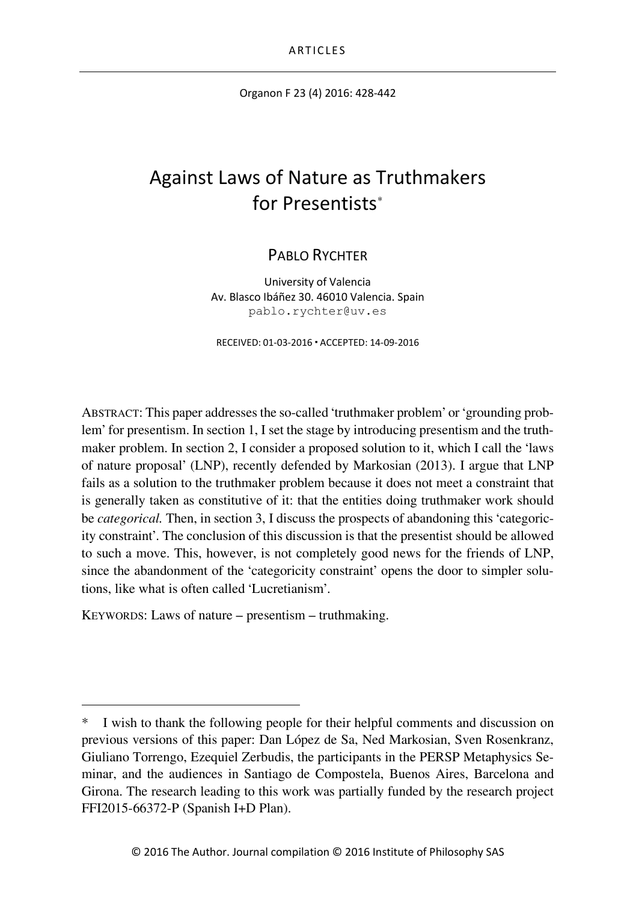ARTICLES

# Against Laws of Nature as Truthmakers for Presentists*

PABLO RYCHTER

University of Valencia
Av. Blasco Ibáñez 30. 46010 Valencia. Spain
pablo.rychter@uv.es

RECEIVED: 01-03-2016 ▪ ACCEPTED: 14-09-2016

ABSTRACT: This paper addresses the so-called 'truthmaker problem' or 'grounding problem' for presentism. In section 1, I set the stage by introducing presentism and the truthmaker problem. In section 2, I consider a proposed solution to it, which I call the 'laws of nature proposal' (LNP), recently defended by Markosian (2013). I argue that LNP fails as a solution to the truthmaker problem because it does not meet a constraint that is generally taken as constitutive of it: that the entities doing truthmaker work should be *categorical*. Then, in section 3, I discuss the prospects of abandoning this 'categoricity constraint'. The conclusion of this discussion is that the presentist should be allowed to such a move. This, however, is not completely good news for the friends of LNP, since the abandonment of the 'categoricity constraint' opens the door to simpler solutions, like what is often called 'Lucretianism'.

KEYWORDS: Laws of nature – presentism – truthmaking.

---

\* I wish to thank the following people for their helpful comments and discussion on previous versions of this paper: Dan López de Sa, Ned Markosian, Sven Rosenkranz, Giuliano Torrengo, Ezequiel Zerbudis, the participants in the PERSP Metaphysics Seminar, and the audiences in Santiago de Compostela, Buenos Aires, Barcelona and Girona. The research leading to this work was partially funded by the research project FFI2015-66372-P (Spanish I+D Plan).

© 2016 The Author. Journal compilation © 2016 Institute of Philosophy SAS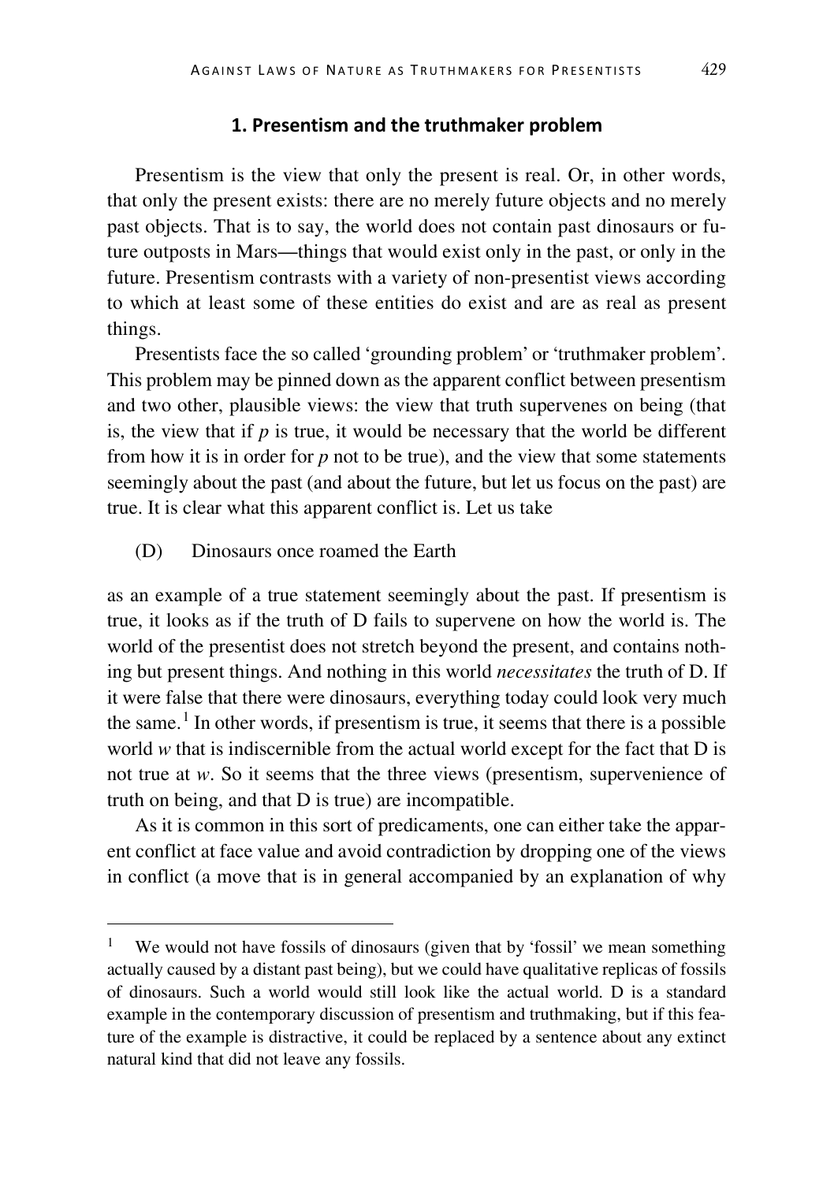## 1. Presentism and the truthmaker problem

Presentism is the view that only the present is real. Or, in other words, that only the present exists: there are no merely future objects and no merely past objects. That is to say, the world does not contain past dinosaurs or future outposts in Mars—things that would exist only in the past, or only in the future. Presentism contrasts with a variety of non-presentist views according to which at least some of these entities do exist and are as real as present things.

Presentists face the so called 'grounding problem' or 'truthmaker problem'. This problem may be pinned down as the apparent conflict between presentism and two other, plausible views: the view that truth supervenes on being (that is, the view that if *p* is true, it would be necessary that the world be different from how it is in order for *p* not to be true), and the view that some statements seemingly about the past (and about the future, but let us focus on the past) are true. It is clear what this apparent conflict is. Let us take

(D) Dinosaurs once roamed the Earth

as an example of a true statement seemingly about the past. If presentism is true, it looks as if the truth of D fails to supervene on how the world is. The world of the presentist does not stretch beyond the present, and contains nothing but present things. And nothing in this world *necessitates* the truth of D. If it were false that there were dinosaurs, everything today could look very much the same.[1] In other words, if presentism is true, it seems that there is a possible world *w* that is indiscernible from the actual world except for the fact that D is not true at *w*. So it seems that the three views (presentism, supervenience of truth on being, and that D is true) are incompatible.

As it is common in this sort of predicaments, one can either take the apparent conflict at face value and avoid contradiction by dropping one of the views in conflict (a move that is in general accompanied by an explanation of why

---

[1] We would not have fossils of dinosaurs (given that by 'fossil' we mean something actually caused by a distant past being), but we could have qualitative replicas of fossils of dinosaurs. Such a world would still look like the actual world. D is a standard example in the contemporary discussion of presentism and truthmaking, but if this feature of the example is distractive, it could be replaced by a sentence about any extinct natural kind that did not leave any fossils.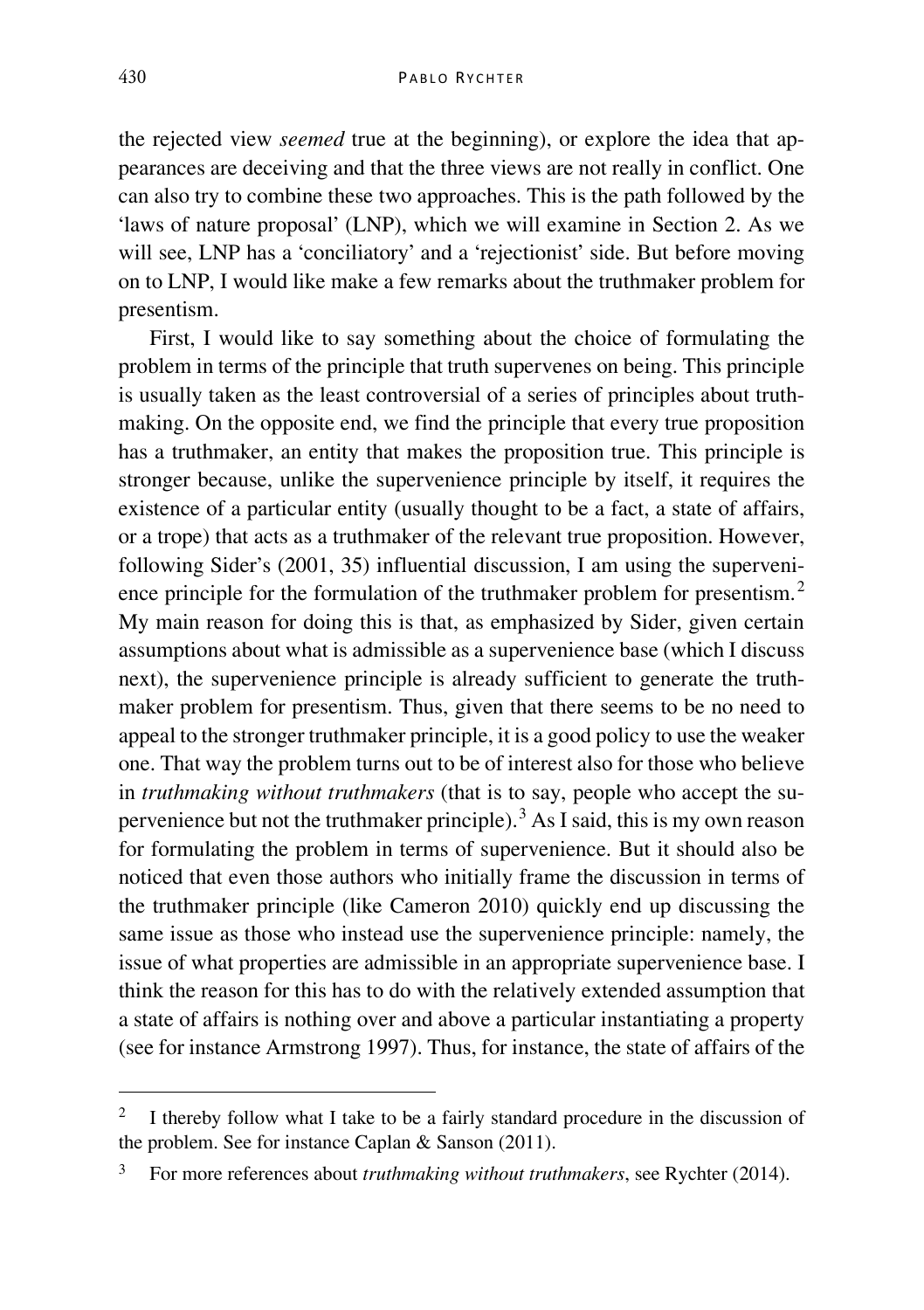the rejected view *seemed* true at the beginning), or explore the idea that appearances are deceiving and that the three views are not really in conflict. One can also try to combine these two approaches. This is the path followed by the 'laws of nature proposal' (LNP), which we will examine in Section 2. As we will see, LNP has a 'conciliatory' and a 'rejectionist' side. But before moving on to LNP, I would like make a few remarks about the truthmaker problem for presentism.

First, I would like to say something about the choice of formulating the problem in terms of the principle that truth supervenes on being. This principle is usually taken as the least controversial of a series of principles about truthmaking. On the opposite end, we find the principle that every true proposition has a truthmaker, an entity that makes the proposition true. This principle is stronger because, unlike the supervenience principle by itself, it requires the existence of a particular entity (usually thought to be a fact, a state of affairs, or a trope) that acts as a truthmaker of the relevant true proposition. However, following Sider's (2001, 35) influential discussion, I am using the supervenience principle for the formulation of the truthmaker problem for presentism.[2] My main reason for doing this is that, as emphasized by Sider, given certain assumptions about what is admissible as a supervenience base (which I discuss next), the supervenience principle is already sufficient to generate the truthmaker problem for presentism. Thus, given that there seems to be no need to appeal to the stronger truthmaker principle, it is a good policy to use the weaker one. That way the problem turns out to be of interest also for those who believe in *truthmaking without truthmakers* (that is to say, people who accept the supervenience but not the truthmaker principle).[3] As I said, this is my own reason for formulating the problem in terms of supervenience. But it should also be noticed that even those authors who initially frame the discussion in terms of the truthmaker principle (like Cameron 2010) quickly end up discussing the same issue as those who instead use the supervenience principle: namely, the issue of what properties are admissible in an appropriate supervenience base. I think the reason for this has to do with the relatively extended assumption that a state of affairs is nothing over and above a particular instantiating a property (see for instance Armstrong 1997). Thus, for instance, the state of affairs of the

---

[2] I thereby follow what I take to be a fairly standard procedure in the discussion of the problem. See for instance Caplan & Sanson (2011).

[3] For more references about *truthmaking without truthmakers*, see Rychter (2014).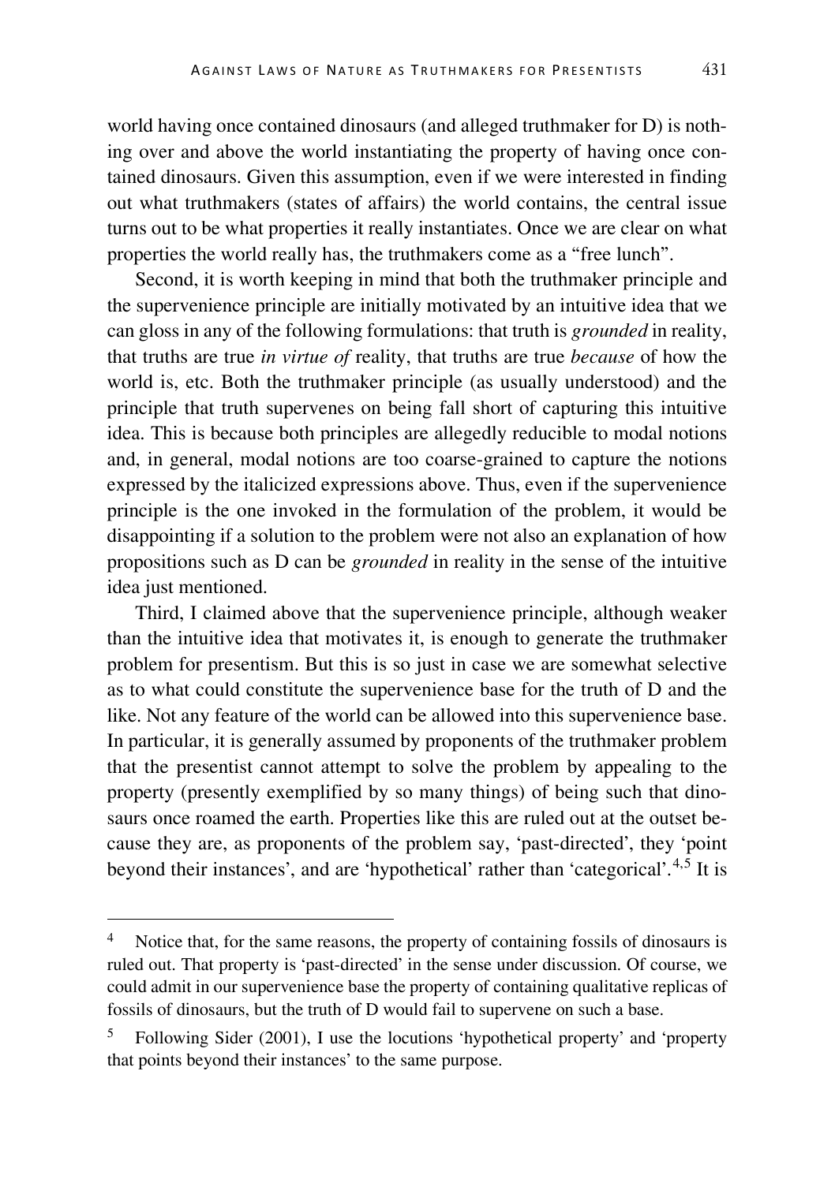world having once contained dinosaurs (and alleged truthmaker for D) is nothing over and above the world instantiating the property of having once contained dinosaurs. Given this assumption, even if we were interested in finding out what truthmakers (states of affairs) the world contains, the central issue turns out to be what properties it really instantiates. Once we are clear on what properties the world really has, the truthmakers come as a "free lunch".

Second, it is worth keeping in mind that both the truthmaker principle and the supervenience principle are initially motivated by an intuitive idea that we can gloss in any of the following formulations: that truth is *grounded* in reality, that truths are true *in virtue of* reality, that truths are true *because* of how the world is, etc. Both the truthmaker principle (as usually understood) and the principle that truth supervenes on being fall short of capturing this intuitive idea. This is because both principles are allegedly reducible to modal notions and, in general, modal notions are too coarse-grained to capture the notions expressed by the italicized expressions above. Thus, even if the supervenience principle is the one invoked in the formulation of the problem, it would be disappointing if a solution to the problem were not also an explanation of how propositions such as D can be *grounded* in reality in the sense of the intuitive idea just mentioned.

Third, I claimed above that the supervenience principle, although weaker than the intuitive idea that motivates it, is enough to generate the truthmaker problem for presentism. But this is so just in case we are somewhat selective as to what could constitute the supervenience base for the truth of D and the like. Not any feature of the world can be allowed into this supervenience base. In particular, it is generally assumed by proponents of the truthmaker problem that the presentist cannot attempt to solve the problem by appealing to the property (presently exemplified by so many things) of being such that dinosaurs once roamed the earth. Properties like this are ruled out at the outset because they are, as proponents of the problem say, 'past-directed', they 'point beyond their instances', and are 'hypothetical' rather than 'categorical'.[4,5] It is

---

[4] Notice that, for the same reasons, the property of containing fossils of dinosaurs is ruled out. That property is 'past-directed' in the sense under discussion. Of course, we could admit in our supervenience base the property of containing qualitative replicas of fossils of dinosaurs, but the truth of D would fail to supervene on such a base.

[5] Following Sider (2001), I use the locutions 'hypothetical property' and 'property that points beyond their instances' to the same purpose.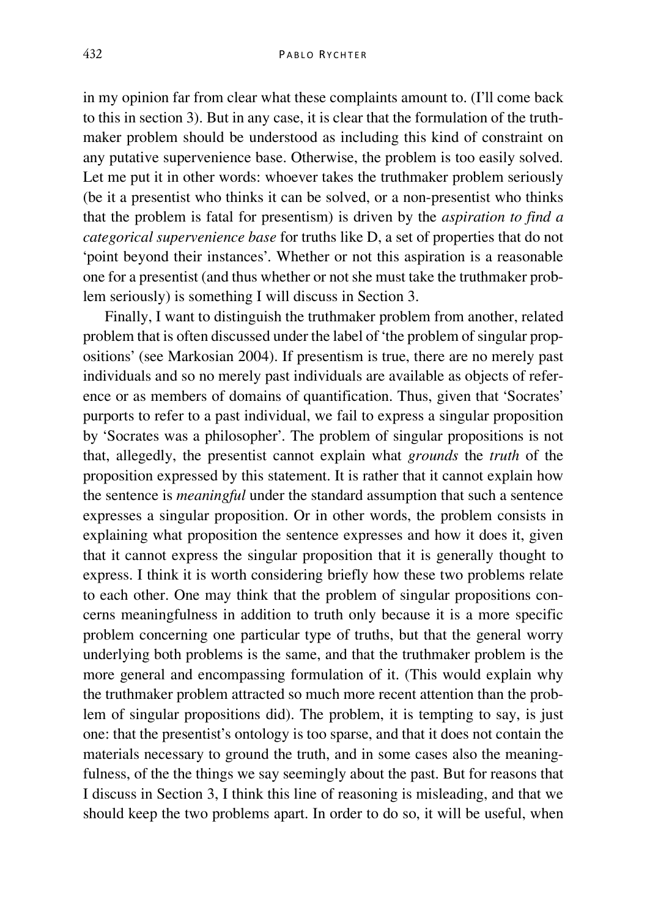in my opinion far from clear what these complaints amount to. (I'll come back to this in section 3). But in any case, it is clear that the formulation of the truthmaker problem should be understood as including this kind of constraint on any putative supervenience base. Otherwise, the problem is too easily solved. Let me put it in other words: whoever takes the truthmaker problem seriously (be it a presentist who thinks it can be solved, or a non-presentist who thinks that the problem is fatal for presentism) is driven by the *aspiration to find a categorical supervenience base* for truths like D, a set of properties that do not 'point beyond their instances'. Whether or not this aspiration is a reasonable one for a presentist (and thus whether or not she must take the truthmaker problem seriously) is something I will discuss in Section 3.

Finally, I want to distinguish the truthmaker problem from another, related problem that is often discussed under the label of 'the problem of singular propositions' (see Markosian 2004). If presentism is true, there are no merely past individuals and so no merely past individuals are available as objects of reference or as members of domains of quantification. Thus, given that 'Socrates' purports to refer to a past individual, we fail to express a singular proposition by 'Socrates was a philosopher'. The problem of singular propositions is not that, allegedly, the presentist cannot explain what *grounds* the *truth* of the proposition expressed by this statement. It is rather that it cannot explain how the sentence is *meaningful* under the standard assumption that such a sentence expresses a singular proposition. Or in other words, the problem consists in explaining what proposition the sentence expresses and how it does it, given that it cannot express the singular proposition that it is generally thought to express. I think it is worth considering briefly how these two problems relate to each other. One may think that the problem of singular propositions concerns meaningfulness in addition to truth only because it is a more specific problem concerning one particular type of truths, but that the general worry underlying both problems is the same, and that the truthmaker problem is the more general and encompassing formulation of it. (This would explain why the truthmaker problem attracted so much more recent attention than the problem of singular propositions did). The problem, it is tempting to say, is just one: that the presentist's ontology is too sparse, and that it does not contain the materials necessary to ground the truth, and in some cases also the meaningfulness, of the the things we say seemingly about the past. But for reasons that I discuss in Section 3, I think this line of reasoning is misleading, and that we should keep the two problems apart. In order to do so, it will be useful, when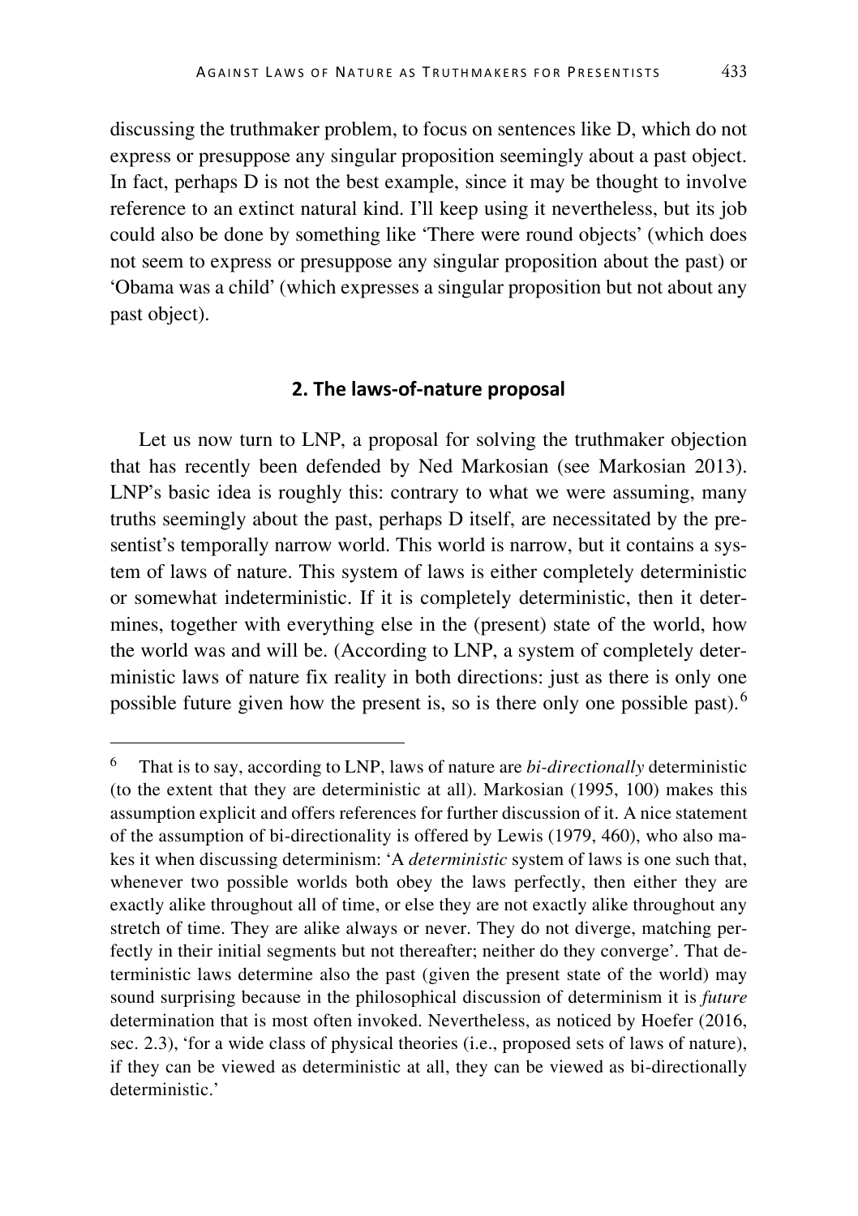discussing the truthmaker problem, to focus on sentences like D, which do not express or presuppose any singular proposition seemingly about a past object. In fact, perhaps D is not the best example, since it may be thought to involve reference to an extinct natural kind. I'll keep using it nevertheless, but its job could also be done by something like 'There were round objects' (which does not seem to express or presuppose any singular proposition about the past) or 'Obama was a child' (which expresses a singular proposition but not about any past object).

## 2. The laws-of-nature proposal

Let us now turn to LNP, a proposal for solving the truthmaker objection that has recently been defended by Ned Markosian (see Markosian 2013). LNP's basic idea is roughly this: contrary to what we were assuming, many truths seemingly about the past, perhaps D itself, are necessitated by the presentist's temporally narrow world. This world is narrow, but it contains a system of laws of nature. This system of laws is either completely deterministic or somewhat indeterministic. If it is completely deterministic, then it determines, together with everything else in the (present) state of the world, how the world was and will be. (According to LNP, a system of completely deterministic laws of nature fix reality in both directions: just as there is only one possible future given how the present is, so is there only one possible past).[6]

[6] That is to say, according to LNP, laws of nature are *bi-directionally* deterministic (to the extent that they are deterministic at all). Markosian (1995, 100) makes this assumption explicit and offers references for further discussion of it. A nice statement of the assumption of bi-directionality is offered by Lewis (1979, 460), who also makes it when discussing determinism: 'A *deterministic* system of laws is one such that, whenever two possible worlds both obey the laws perfectly, then either they are exactly alike throughout all of time, or else they are not exactly alike throughout any stretch of time. They are alike always or never. They do not diverge, matching perfectly in their initial segments but not thereafter; neither do they converge'. That deterministic laws determine also the past (given the present state of the world) may sound surprising because in the philosophical discussion of determinism it is *future* determination that is most often invoked. Nevertheless, as noticed by Hoefer (2016, sec. 2.3), 'for a wide class of physical theories (i.e., proposed sets of laws of nature), if they can be viewed as deterministic at all, they can be viewed as bi-directionally deterministic.'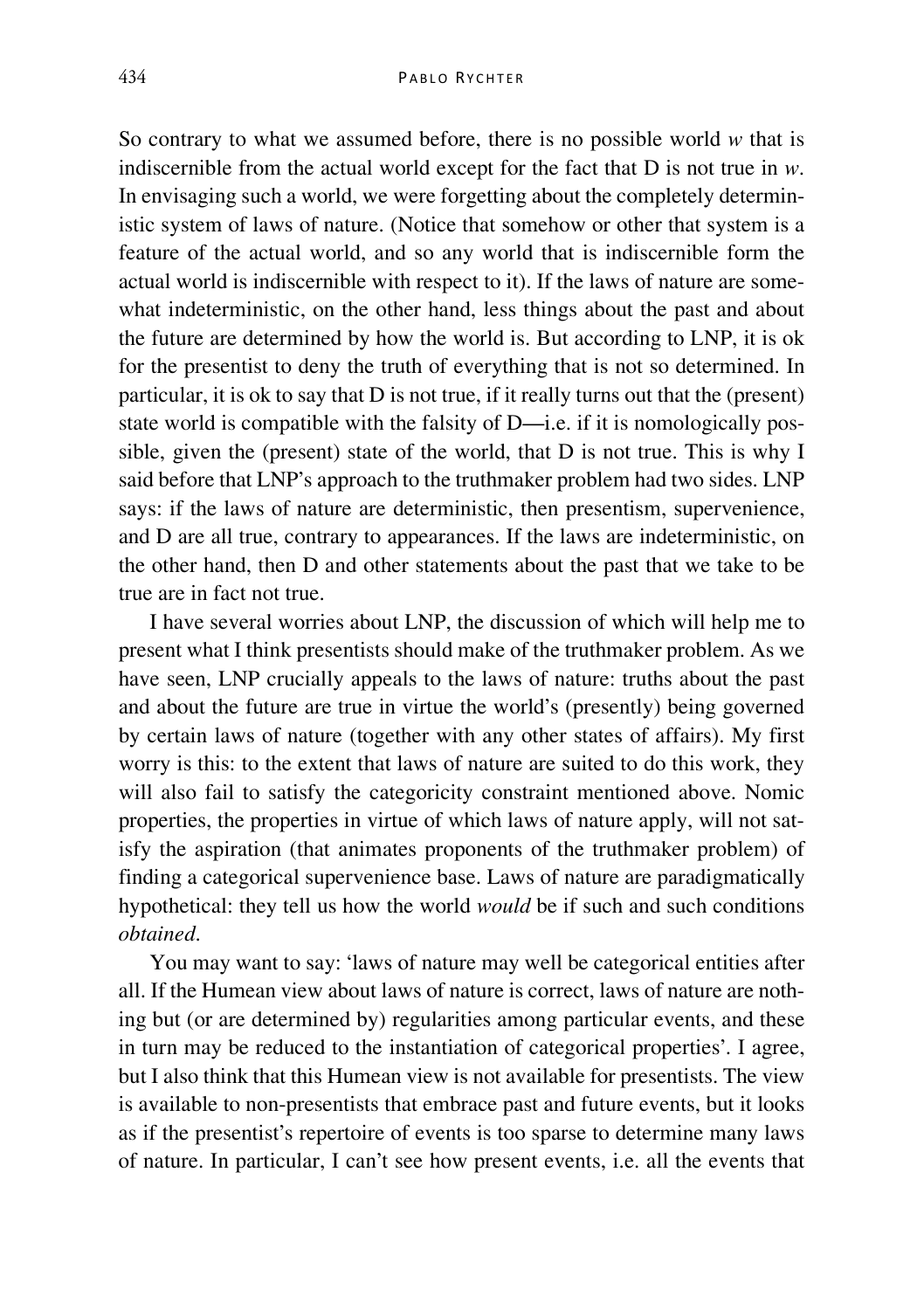So contrary to what we assumed before, there is no possible world *w* that is indiscernible from the actual world except for the fact that D is not true in *w*. In envisaging such a world, we were forgetting about the completely deterministic system of laws of nature. (Notice that somehow or other that system is a feature of the actual world, and so any world that is indiscernible form the actual world is indiscernible with respect to it). If the laws of nature are somewhat indeterministic, on the other hand, less things about the past and about the future are determined by how the world is. But according to LNP, it is ok for the presentist to deny the truth of everything that is not so determined. In particular, it is ok to say that D is not true, if it really turns out that the (present) state world is compatible with the falsity of D—i.e. if it is nomologically possible, given the (present) state of the world, that D is not true. This is why I said before that LNP's approach to the truthmaker problem had two sides. LNP says: if the laws of nature are deterministic, then presentism, supervenience, and D are all true, contrary to appearances. If the laws are indeterministic, on the other hand, then D and other statements about the past that we take to be true are in fact not true.

I have several worries about LNP, the discussion of which will help me to present what I think presentists should make of the truthmaker problem. As we have seen, LNP crucially appeals to the laws of nature: truths about the past and about the future are true in virtue the world's (presently) being governed by certain laws of nature (together with any other states of affairs). My first worry is this: to the extent that laws of nature are suited to do this work, they will also fail to satisfy the categoricity constraint mentioned above. Nomic properties, the properties in virtue of which laws of nature apply, will not satisfy the aspiration (that animates proponents of the truthmaker problem) of finding a categorical supervenience base. Laws of nature are paradigmatically hypothetical: they tell us how the world *would* be if such and such conditions *obtained*.

You may want to say: 'laws of nature may well be categorical entities after all. If the Humean view about laws of nature is correct, laws of nature are nothing but (or are determined by) regularities among particular events, and these in turn may be reduced to the instantiation of categorical properties'. I agree, but I also think that this Humean view is not available for presentists. The view is available to non-presentists that embrace past and future events, but it looks as if the presentist's repertoire of events is too sparse to determine many laws of nature. In particular, I can't see how present events, i.e. all the events that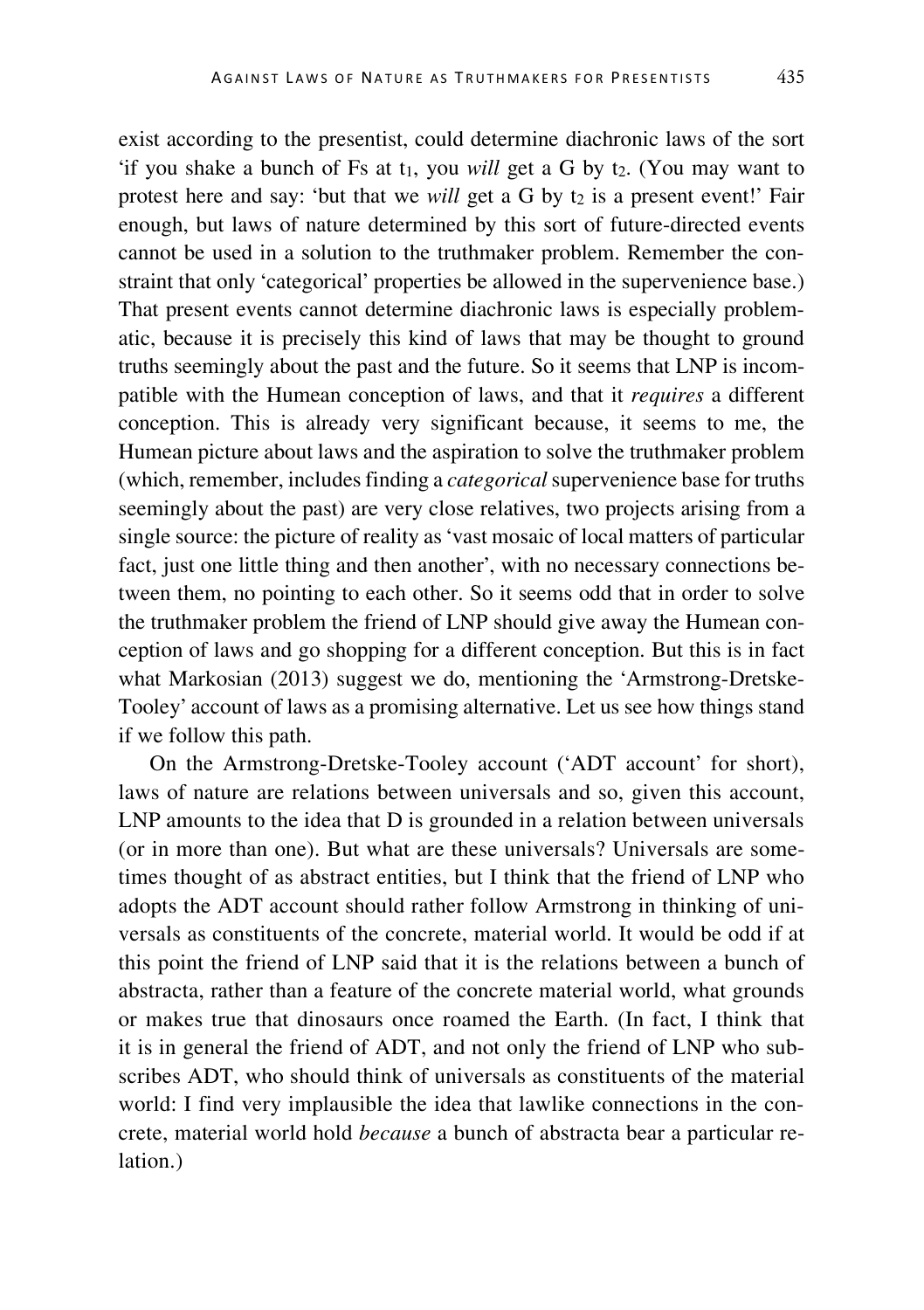exist according to the presentist, could determine diachronic laws of the sort 'if you shake a bunch of Fs at $t_1$, you *will* get a G by $t_2$. (You may want to protest here and say: 'but that we *will* get a G by $t_2$ is a present event!' Fair enough, but laws of nature determined by this sort of future-directed events cannot be used in a solution to the truthmaker problem. Remember the constraint that only 'categorical' properties be allowed in the supervenience base.) That present events cannot determine diachronic laws is especially problematic, because it is precisely this kind of laws that may be thought to ground truths seemingly about the past and the future. So it seems that LNP is incompatible with the Humean conception of laws, and that it *requires* a different conception. This is already very significant because, it seems to me, the Humean picture about laws and the aspiration to solve the truthmaker problem (which, remember, includes finding a *categorical* supervenience base for truths seemingly about the past) are very close relatives, two projects arising from a single source: the picture of reality as 'vast mosaic of local matters of particular fact, just one little thing and then another', with no necessary connections between them, no pointing to each other. So it seems odd that in order to solve the truthmaker problem the friend of LNP should give away the Humean conception of laws and go shopping for a different conception. But this is in fact what Markosian (2013) suggest we do, mentioning the 'Armstrong-Dretske-Tooley' account of laws as a promising alternative. Let us see how things stand if we follow this path.

On the Armstrong-Dretske-Tooley account ('ADT account' for short), laws of nature are relations between universals and so, given this account, LNP amounts to the idea that D is grounded in a relation between universals (or in more than one). But what are these universals? Universals are sometimes thought of as abstract entities, but I think that the friend of LNP who adopts the ADT account should rather follow Armstrong in thinking of universals as constituents of the concrete, material world. It would be odd if at this point the friend of LNP said that it is the relations between a bunch of abstracta, rather than a feature of the concrete material world, what grounds or makes true that dinosaurs once roamed the Earth. (In fact, I think that it is in general the friend of ADT, and not only the friend of LNP who subscribes ADT, who should think of universals as constituents of the material world: I find very implausible the idea that lawlike connections in the concrete, material world hold *because* a bunch of abstracta bear a particular relation.)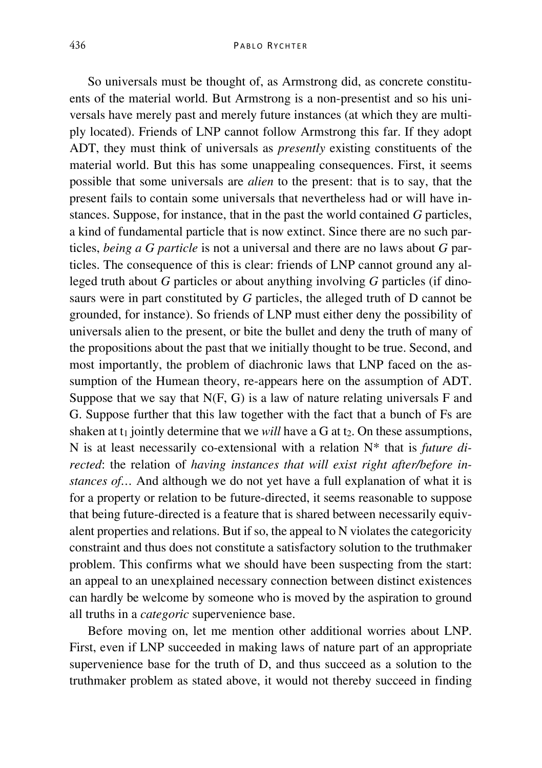So universals must be thought of, as Armstrong did, as concrete constituents of the material world. But Armstrong is a non-presentist and so his universals have merely past and merely future instances (at which they are multiply located). Friends of LNP cannot follow Armstrong this far. If they adopt ADT, they must think of universals as *presently* existing constituents of the material world. But this has some unappealing consequences. First, it seems possible that some universals are *alien* to the present: that is to say, that the present fails to contain some universals that nevertheless had or will have instances. Suppose, for instance, that in the past the world contained *G* particles, a kind of fundamental particle that is now extinct. Since there are no such particles, *being a G particle* is not a universal and there are no laws about *G* particles. The consequence of this is clear: friends of LNP cannot ground any alleged truth about *G* particles or about anything involving *G* particles (if dinosaurs were in part constituted by *G* particles, the alleged truth of D cannot be grounded, for instance). So friends of LNP must either deny the possibility of universals alien to the present, or bite the bullet and deny the truth of many of the propositions about the past that we initially thought to be true. Second, and most importantly, the problem of diachronic laws that LNP faced on the assumption of the Humean theory, re-appears here on the assumption of ADT. Suppose that we say that N(F, G) is a law of nature relating universals F and G. Suppose further that this law together with the fact that a bunch of Fs are shaken at $t_1$ jointly determine that we *will* have a G at $t_2$. On these assumptions, N is at least necessarily co-extensional with a relation N* that is *future directed*: the relation of *having instances that will exist right after/before instances of…* And although we do not yet have a full explanation of what it is for a property or relation to be future-directed, it seems reasonable to suppose that being future-directed is a feature that is shared between necessarily equivalent properties and relations. But if so, the appeal to N violates the categoricity constraint and thus does not constitute a satisfactory solution to the truthmaker problem. This confirms what we should have been suspecting from the start: an appeal to an unexplained necessary connection between distinct existences can hardly be welcome by someone who is moved by the aspiration to ground all truths in a *categoric* supervenience base.

Before moving on, let me mention other additional worries about LNP. First, even if LNP succeeded in making laws of nature part of an appropriate supervenience base for the truth of D, and thus succeed as a solution to the truthmaker problem as stated above, it would not thereby succeed in finding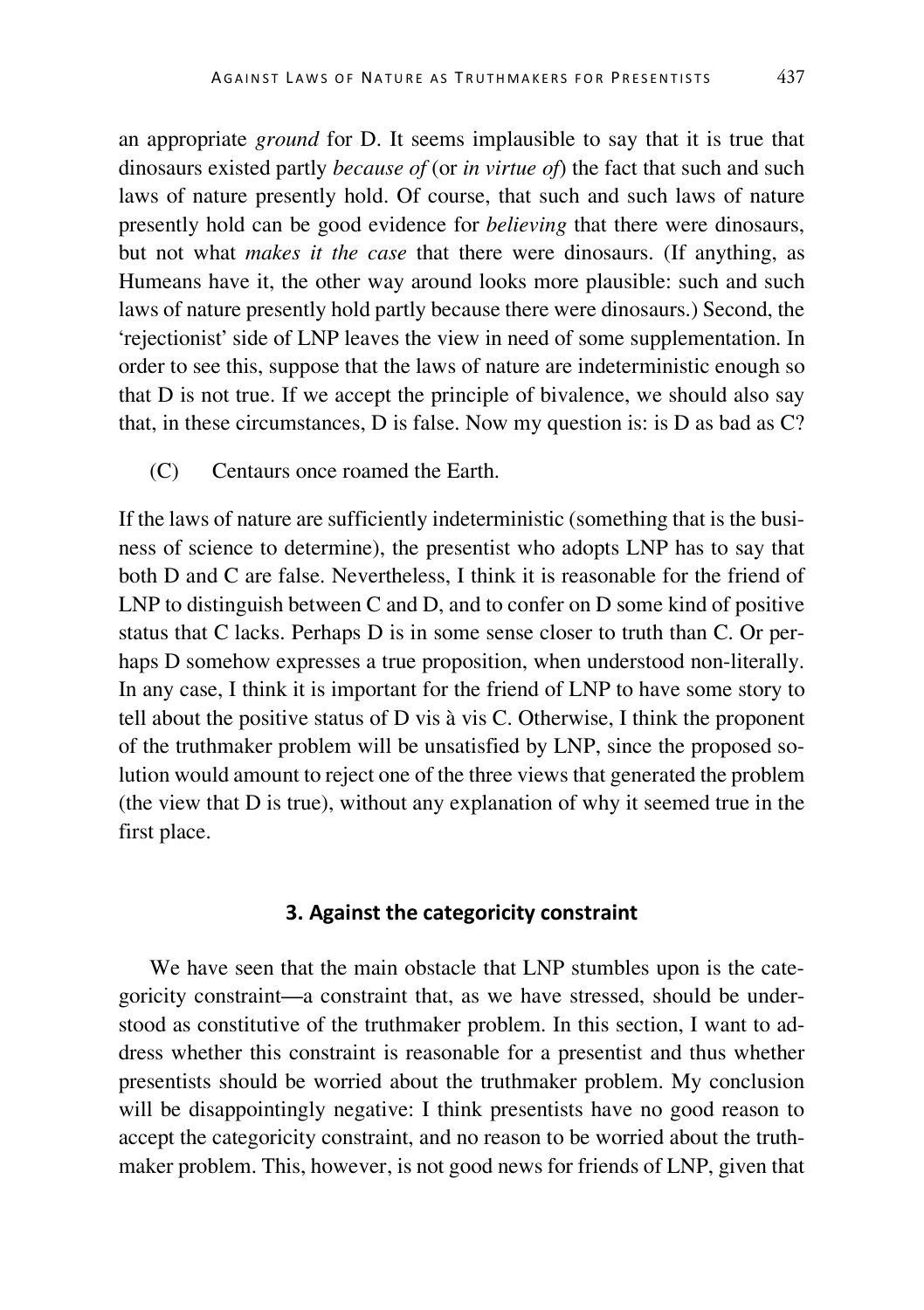an appropriate *ground* for D. It seems implausible to say that it is true that dinosaurs existed partly *because of* (or *in virtue of*) the fact that such and such laws of nature presently hold. Of course, that such and such laws of nature presently hold can be good evidence for *believing* that there were dinosaurs, but not what *makes it the case* that there were dinosaurs. (If anything, as Humeans have it, the other way around looks more plausible: such and such laws of nature presently hold partly because there were dinosaurs.) Second, the 'rejectionist' side of LNP leaves the view in need of some supplementation. In order to see this, suppose that the laws of nature are indeterministic enough so that D is not true. If we accept the principle of bivalence, we should also say that, in these circumstances, D is false. Now my question is: is D as bad as C?

(C) Centaurs once roamed the Earth.

If the laws of nature are sufficiently indeterministic (something that is the business of science to determine), the presentist who adopts LNP has to say that both D and C are false. Nevertheless, I think it is reasonable for the friend of LNP to distinguish between C and D, and to confer on D some kind of positive status that C lacks. Perhaps D is in some sense closer to truth than C. Or perhaps D somehow expresses a true proposition, when understood non-literally. In any case, I think it is important for the friend of LNP to have some story to tell about the positive status of D vis à vis C. Otherwise, I think the proponent of the truthmaker problem will be unsatisfied by LNP, since the proposed solution would amount to reject one of the three views that generated the problem (the view that D is true), without any explanation of why it seemed true in the first place.

## 3. Against the categoricity constraint

We have seen that the main obstacle that LNP stumbles upon is the categoricity constraint—a constraint that, as we have stressed, should be understood as constitutive of the truthmaker problem. In this section, I want to address whether this constraint is reasonable for a presentist and thus whether presentists should be worried about the truthmaker problem. My conclusion will be disappointingly negative: I think presentists have no good reason to accept the categoricity constraint, and no reason to be worried about the truthmaker problem. This, however, is not good news for friends of LNP, given that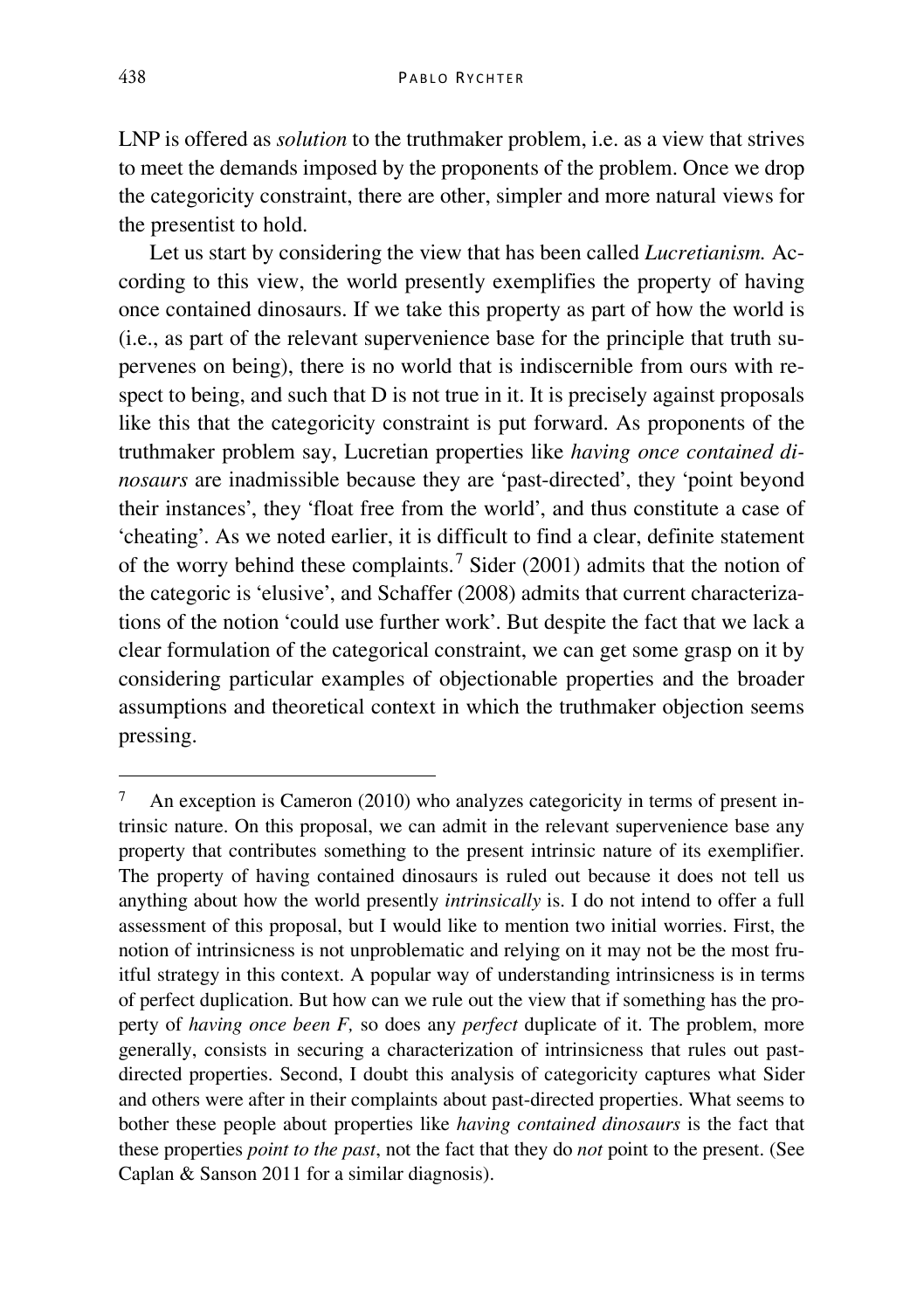LNP is offered as *solution* to the truthmaker problem, i.e. as a view that strives to meet the demands imposed by the proponents of the problem. Once we drop the categoricity constraint, there are other, simpler and more natural views for the presentist to hold.

Let us start by considering the view that has been called *Lucretianism.* According to this view, the world presently exemplifies the property of having once contained dinosaurs. If we take this property as part of how the world is (i.e., as part of the relevant supervenience base for the principle that truth supervenes on being), there is no world that is indiscernible from ours with respect to being, and such that D is not true in it. It is precisely against proposals like this that the categoricity constraint is put forward. As proponents of the truthmaker problem say, Lucretian properties like *having once contained dinosaurs* are inadmissible because they are 'past-directed', they 'point beyond their instances', they 'float free from the world', and thus constitute a case of 'cheating'. As we noted earlier, it is difficult to find a clear, definite statement of the worry behind these complaints.[7] Sider (2001) admits that the notion of the categoric is 'elusive', and Schaffer (2008) admits that current characterizations of the notion 'could use further work'. But despite the fact that we lack a clear formulation of the categorical constraint, we can get some grasp on it by considering particular examples of objectionable properties and the broader assumptions and theoretical context in which the truthmaker objection seems pressing.

---

[7] An exception is Cameron (2010) who analyzes categoricity in terms of present intrinsic nature. On this proposal, we can admit in the relevant supervenience base any property that contributes something to the present intrinsic nature of its exemplifier. The property of having contained dinosaurs is ruled out because it does not tell us anything about how the world presently *intrinsically* is. I do not intend to offer a full assessment of this proposal, but I would like to mention two initial worries. First, the notion of intrinsicness is not unproblematic and relying on it may not be the most fruitful strategy in this context. A popular way of understanding intrinsicness is in terms of perfect duplication. But how can we rule out the view that if something has the property of *having once been F,* so does any *perfect* duplicate of it. The problem, more generally, consists in securing a characterization of intrinsicness that rules out past-directed properties. Second, I doubt this analysis of categoricity captures what Sider and others were after in their complaints about past-directed properties. What seems to bother these people about properties like *having contained dinosaurs* is the fact that these properties *point to the past*, not the fact that they do *not* point to the present. (See Caplan & Sanson 2011 for a similar diagnosis).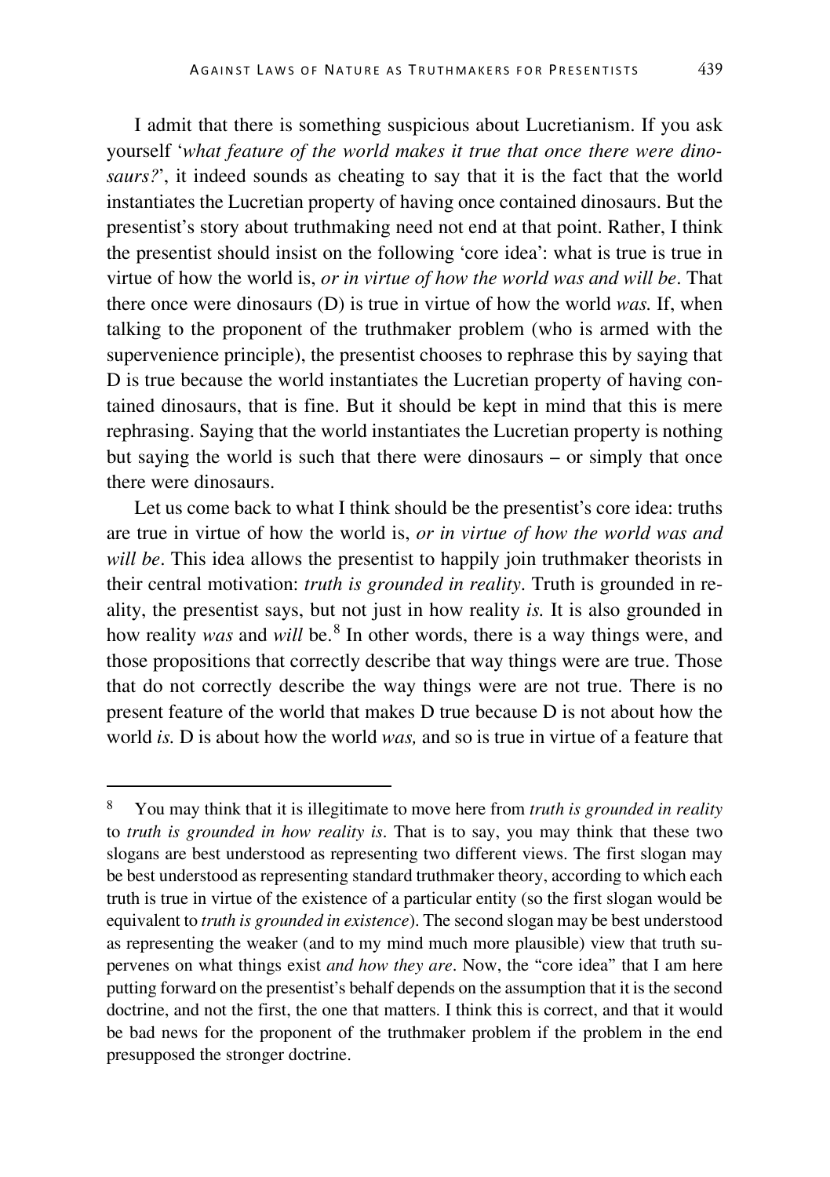I admit that there is something suspicious about Lucretianism. If you ask yourself '*what feature of the world makes it true that once there were dinosaurs?*', it indeed sounds as cheating to say that it is the fact that the world instantiates the Lucretian property of having once contained dinosaurs. But the presentist's story about truthmaking need not end at that point. Rather, I think the presentist should insist on the following 'core idea': what is true is true in virtue of how the world is, *or in virtue of how the world was and will be*. That there once were dinosaurs (D) is true in virtue of how the world *was.* If, when talking to the proponent of the truthmaker problem (who is armed with the supervenience principle), the presentist chooses to rephrase this by saying that D is true because the world instantiates the Lucretian property of having contained dinosaurs, that is fine. But it should be kept in mind that this is mere rephrasing. Saying that the world instantiates the Lucretian property is nothing but saying the world is such that there were dinosaurs – or simply that once there were dinosaurs.

Let us come back to what I think should be the presentist's core idea: truths are true in virtue of how the world is, *or in virtue of how the world was and will be*. This idea allows the presentist to happily join truthmaker theorists in their central motivation: *truth is grounded in reality*. Truth is grounded in reality, the presentist says, but not just in how reality *is.* It is also grounded in how reality *was* and *will* be.[8] In other words, there is a way things were, and those propositions that correctly describe that way things were are true. Those that do not correctly describe the way things were are not true. There is no present feature of the world that makes D true because D is not about how the world *is.* D is about how the world *was,* and so is true in virtue of a feature that

---

[8] You may think that it is illegitimate to move here from *truth is grounded in reality* to *truth is grounded in how reality is*. That is to say, you may think that these two slogans are best understood as representing two different views. The first slogan may be best understood as representing standard truthmaker theory, according to which each truth is true in virtue of the existence of a particular entity (so the first slogan would be equivalent to *truth is grounded in existence*). The second slogan may be best understood as representing the weaker (and to my mind much more plausible) view that truth supervenes on what things exist *and how they are*. Now, the "core idea" that I am here putting forward on the presentist's behalf depends on the assumption that it is the second doctrine, and not the first, the one that matters. I think this is correct, and that it would be bad news for the proponent of the truthmaker problem if the problem in the end presupposed the stronger doctrine.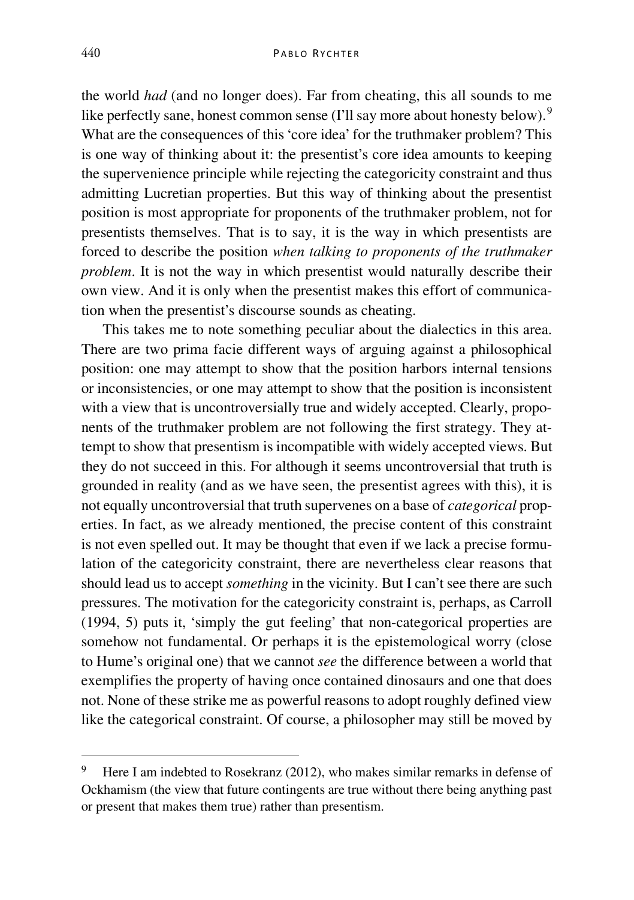the world *had* (and no longer does). Far from cheating, this all sounds to me like perfectly sane, honest common sense (I'll say more about honesty below).[9] What are the consequences of this 'core idea' for the truthmaker problem? This is one way of thinking about it: the presentist's core idea amounts to keeping the supervenience principle while rejecting the categoricity constraint and thus admitting Lucretian properties. But this way of thinking about the presentist position is most appropriate for proponents of the truthmaker problem, not for presentists themselves. That is to say, it is the way in which presentists are forced to describe the position *when talking to proponents of the truthmaker problem*. It is not the way in which presentist would naturally describe their own view. And it is only when the presentist makes this effort of communication when the presentist's discourse sounds as cheating.

This takes me to note something peculiar about the dialectics in this area. There are two prima facie different ways of arguing against a philosophical position: one may attempt to show that the position harbors internal tensions or inconsistencies, or one may attempt to show that the position is inconsistent with a view that is uncontroversially true and widely accepted. Clearly, proponents of the truthmaker problem are not following the first strategy. They attempt to show that presentism is incompatible with widely accepted views. But they do not succeed in this. For although it seems uncontroversial that truth is grounded in reality (and as we have seen, the presentist agrees with this), it is not equally uncontroversial that truth supervenes on a base of *categorical* properties. In fact, as we already mentioned, the precise content of this constraint is not even spelled out. It may be thought that even if we lack a precise formulation of the categoricity constraint, there are nevertheless clear reasons that should lead us to accept *something* in the vicinity. But I can't see there are such pressures. The motivation for the categoricity constraint is, perhaps, as Carroll (1994, 5) puts it, 'simply the gut feeling' that non-categorical properties are somehow not fundamental. Or perhaps it is the epistemological worry (close to Hume's original one) that we cannot *see* the difference between a world that exemplifies the property of having once contained dinosaurs and one that does not. None of these strike me as powerful reasons to adopt roughly defined view like the categorical constraint. Of course, a philosopher may still be moved by

---

[9] Here I am indebted to Rosekranz (2012), who makes similar remarks in defense of Ockhamism (the view that future contingents are true without there being anything past or present that makes them true) rather than presentism.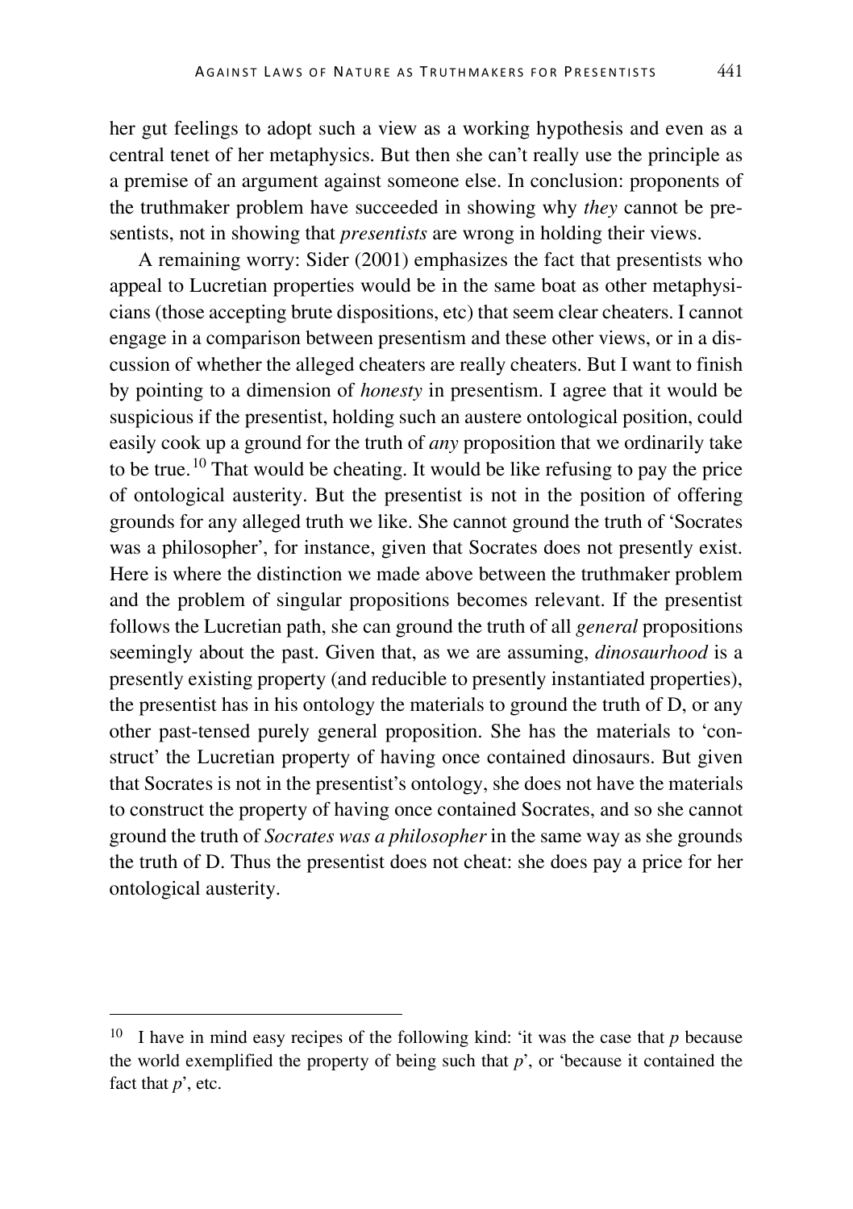her gut feelings to adopt such a view as a working hypothesis and even as a central tenet of her metaphysics. But then she can't really use the principle as a premise of an argument against someone else. In conclusion: proponents of the truthmaker problem have succeeded in showing why *they* cannot be presentists, not in showing that *presentists* are wrong in holding their views.

A remaining worry: Sider (2001) emphasizes the fact that presentists who appeal to Lucretian properties would be in the same boat as other metaphysicians (those accepting brute dispositions, etc) that seem clear cheaters. I cannot engage in a comparison between presentism and these other views, or in a discussion of whether the alleged cheaters are really cheaters. But I want to finish by pointing to a dimension of *honesty* in presentism. I agree that it would be suspicious if the presentist, holding such an austere ontological position, could easily cook up a ground for the truth of *any* proposition that we ordinarily take to be true.[10] That would be cheating. It would be like refusing to pay the price of ontological austerity. But the presentist is not in the position of offering grounds for any alleged truth we like. She cannot ground the truth of 'Socrates was a philosopher', for instance, given that Socrates does not presently exist. Here is where the distinction we made above between the truthmaker problem and the problem of singular propositions becomes relevant. If the presentist follows the Lucretian path, she can ground the truth of all *general* propositions seemingly about the past. Given that, as we are assuming, *dinosaurhood* is a presently existing property (and reducible to presently instantiated properties), the presentist has in his ontology the materials to ground the truth of D, or any other past-tensed purely general proposition. She has the materials to 'construct' the Lucretian property of having once contained dinosaurs. But given that Socrates is not in the presentist's ontology, she does not have the materials to construct the property of having once contained Socrates, and so she cannot ground the truth of *Socrates was a philosopher* in the same way as she grounds the truth of D. Thus the presentist does not cheat: she does pay a price for her ontological austerity.

---

[10] I have in mind easy recipes of the following kind: 'it was the case that *p* because the world exemplified the property of being such that *p*', or 'because it contained the fact that *p*', etc.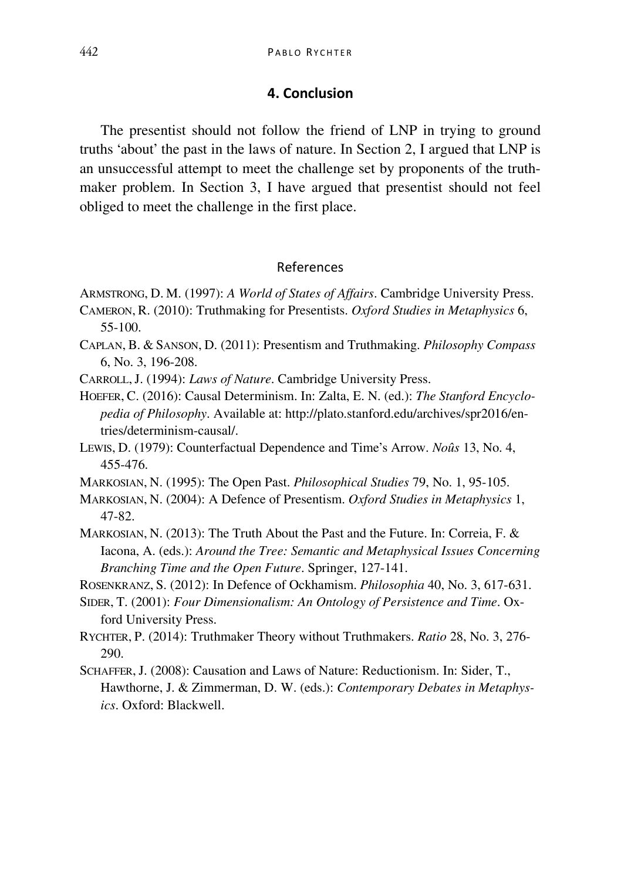## 4. Conclusion

The presentist should not follow the friend of LNP in trying to ground truths 'about' the past in the laws of nature. In Section 2, I argued that LNP is an unsuccessful attempt to meet the challenge set by proponents of the truthmaker problem. In Section 3, I have argued that presentist should not feel obliged to meet the challenge in the first place.

## References

ARMSTRONG, D. M. (1997): *A World of States of Affairs*. Cambridge University Press.

CAMERON, R. (2010): Truthmaking for Presentists. *Oxford Studies in Metaphysics* 6, 55-100.

CAPLAN, B. & SANSON, D. (2011): Presentism and Truthmaking. *Philosophy Compass* 6, No. 3, 196-208.

CARROLL, J. (1994): *Laws of Nature*. Cambridge University Press.

HOEFER, C. (2016): Causal Determinism. In: Zalta, E. N. (ed.): *The Stanford Encyclopedia of Philosophy*. Available at: http://plato.stanford.edu/archives/spr2016/entries/determinism-causal/.

LEWIS, D. (1979): Counterfactual Dependence and Time's Arrow. *Noûs* 13, No. 4, 455-476.

MARKOSIAN, N. (1995): The Open Past. *Philosophical Studies* 79, No. 1, 95-105.

MARKOSIAN, N. (2004): A Defence of Presentism. *Oxford Studies in Metaphysics* 1, 47-82.

MARKOSIAN, N. (2013): The Truth About the Past and the Future. In: Correia, F. & Iacona, A. (eds.): *Around the Tree: Semantic and Metaphysical Issues Concerning Branching Time and the Open Future*. Springer, 127-141.

ROSENKRANZ, S. (2012): In Defence of Ockhamism. *Philosophia* 40, No. 3, 617-631.

SIDER, T. (2001): *Four Dimensionalism: An Ontology of Persistence and Time*. Oxford University Press.

RYCHTER, P. (2014): Truthmaker Theory without Truthmakers. *Ratio* 28, No. 3, 276-290.

SCHAFFER, J. (2008): Causation and Laws of Nature: Reductionism. In: Sider, T., Hawthorne, J. & Zimmerman, D. W. (eds.): *Contemporary Debates in Metaphysics*. Oxford: Blackwell.